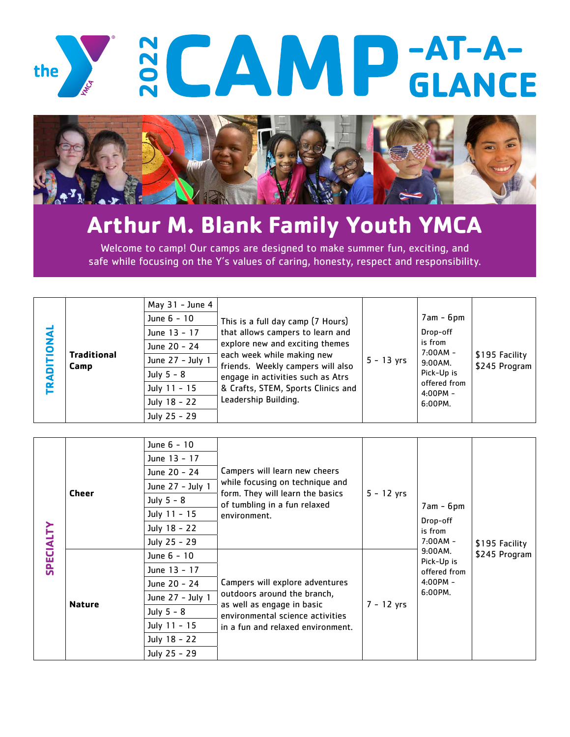# the YMCA 2022 CAMP-AT-A-GLANCE

## Arthur M. Blank Family Youth YMCA

Welcome to camp! Our camps are designed to make summer fun, exciting, and safe while focusing on the Y's values of caring, honesty, respect and responsibility.

| TRADITIONAL | | | | | | |
|---|---|---|---|---|---|---|
| | **Traditional Camp** | May 31 - June 4<br>June 6 - 10<br>June 13 - 17<br>June 20 - 24<br>June 27 - July 1<br>July 5 - 8<br>July 11 - 15<br>July 18 - 22<br>July 25 - 29 | This is a full day camp (7 Hours) that allows campers to learn and explore new and exciting themes each week while making new friends. Weekly campers will also engage in activities such as Atrs & Crafts, STEM, Sports Clinics and Leadership Building. | 5 - 13 yrs | 7am - 6pm<br>Drop-off is from 7:00AM - 9:00AM. Pick-Up is offered from 4:00PM - 6:00PM. | $195 Facility<br>$245 Program |

| SPECIALTY | | | | | | |
|---|---|---|---|---|---|---|
| | **Cheer** | June 6 - 10<br>June 13 - 17<br>June 20 - 24<br>June 27 - July 1<br>July 5 - 8<br>July 11 - 15<br>July 18 - 22<br>July 25 - 29 | Campers will learn new cheers while focusing on technique and form. They will learn the basics of tumbling in a fun relaxed environment. | 5 - 12 yrs | 7am - 6pm<br>Drop-off is from 7:00AM - 9:00AM. Pick-Up is offered from 4:00PM - 6:00PM. | $195 Facility<br>$245 Program |
| | **Nature** | June 6 - 10<br>June 13 - 17<br>June 20 - 24<br>June 27 - July 1<br>July 5 - 8<br>July 11 - 15<br>July 18 - 22<br>July 25 - 29 | Campers will explore adventures outdoors around the branch, as well as engage in basic environmental science activities in a fun and relaxed environment. | 7 - 12 yrs | | |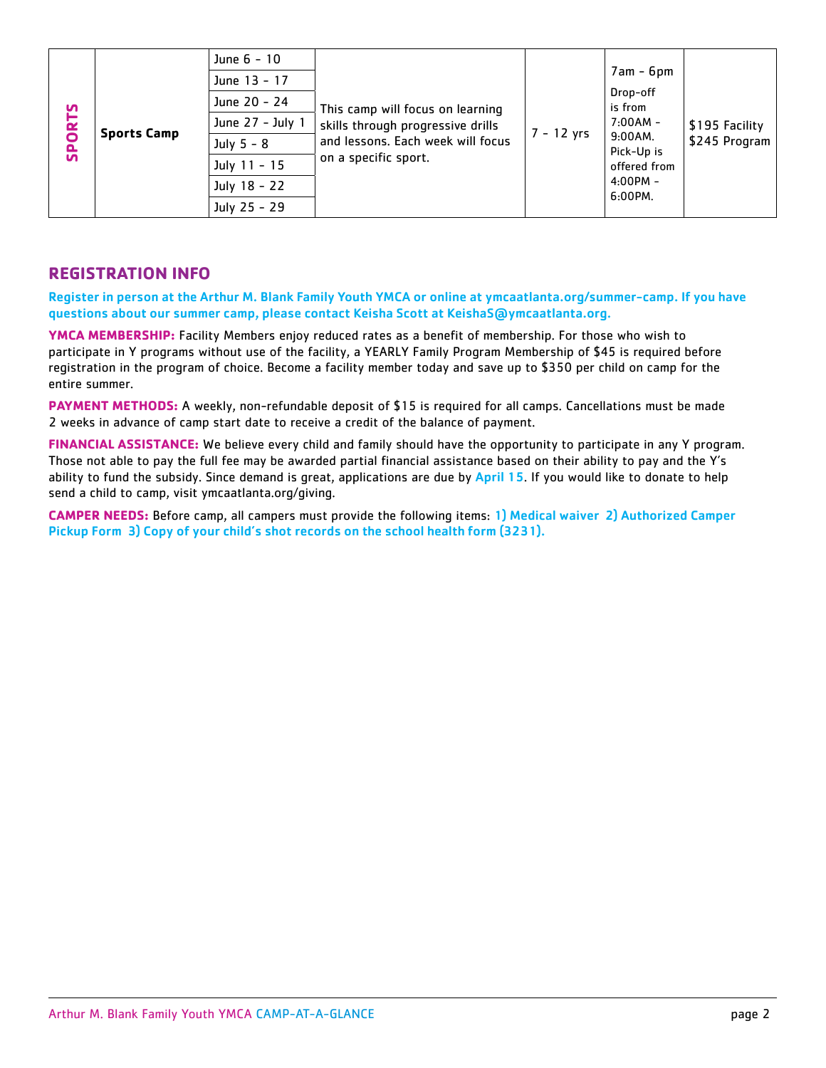| | | | | | | |
|---|---|---|---|---|---|---|
| SPORTS | **Sports Camp** | June 6 - 10 | This camp will focus on learning skills through progressive drills and lessons. Each week will focus on a specific sport. | 7 - 12 yrs | 7am - 6pm<br>Drop-off is from 7:00AM - 9:00AM. Pick-Up is offered from 4:00PM - 6:00PM. | $195 Facility<br>$245 Program |
| | | June 13 - 17 | | | | |
| | | June 20 - 24 | | | | |
| | | June 27 - July 1 | | | | |
| | | July 5 - 8 | | | | |
| | | July 11 - 15 | | | | |
| | | July 18 - 22 | | | | |
| | | July 25 - 29 | | | | |

## REGISTRATION INFO

**Register in person at the Arthur M. Blank Family Youth YMCA or online at ymcaatlanta.org/summer-camp. If you have questions about our summer camp, please contact Keisha Scott at KeishaS@ymcaatlanta.org.**

**YMCA MEMBERSHIP:** Facility Members enjoy reduced rates as a benefit of membership. For those who wish to participate in Y programs without use of the facility, a YEARLY Family Program Membership of $45 is required before registration in the program of choice. Become a facility member today and save up to $350 per child on camp for the entire summer.

**PAYMENT METHODS:** A weekly, non-refundable deposit of $15 is required for all camps. Cancellations must be made 2 weeks in advance of camp start date to receive a credit of the balance of payment.

**FINANCIAL ASSISTANCE:** We believe every child and family should have the opportunity to participate in any Y program. Those not able to pay the full fee may be awarded partial financial assistance based on their ability to pay and the Y's ability to fund the subsidy. Since demand is great, applications are due by April 15. If you would like to donate to help send a child to camp, visit ymcaatlanta.org/giving.

**CAMPER NEEDS:** Before camp, all campers must provide the following items: 1) Medical waiver 2) Authorized Camper Pickup Form 3) Copy of your child's shot records on the school health form (3231).